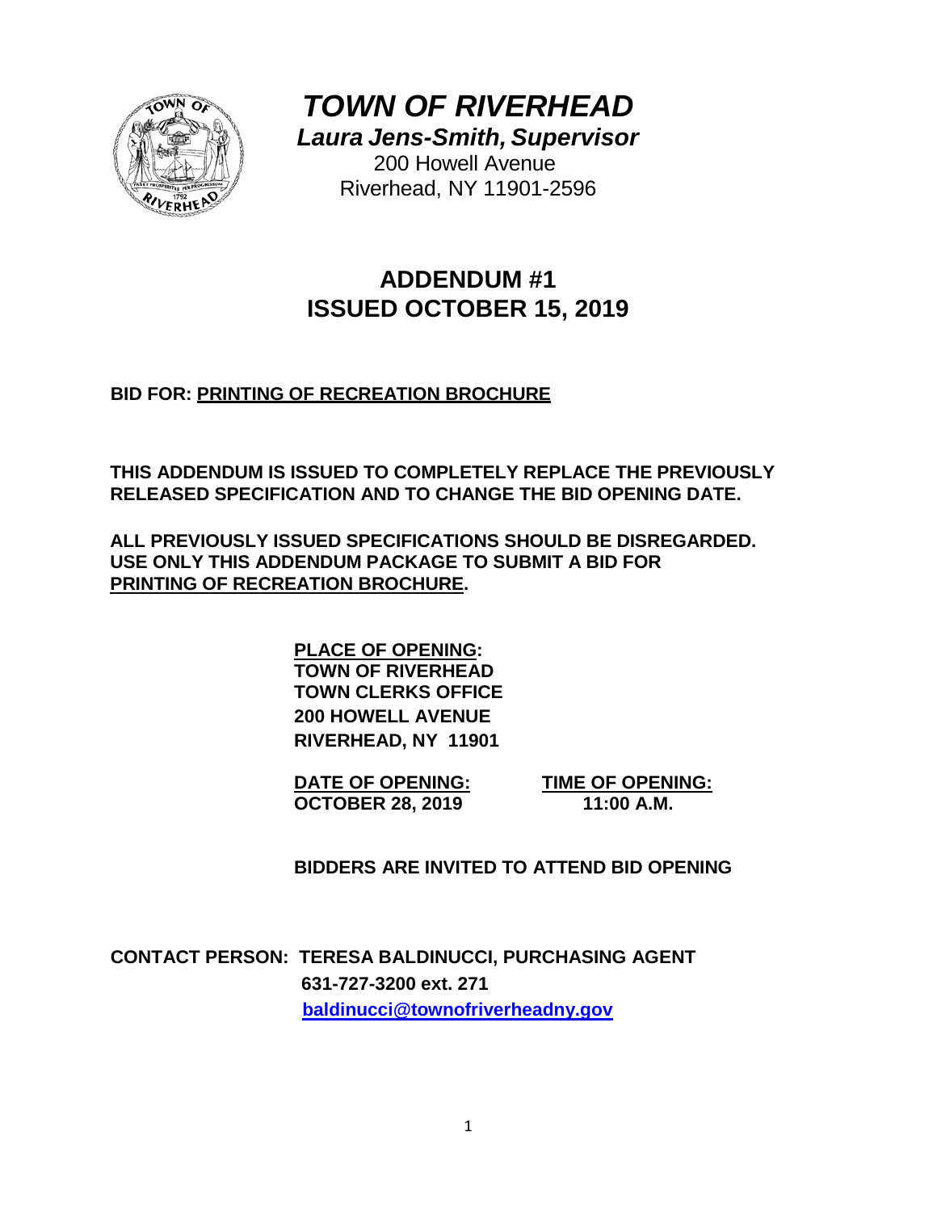# *TOWN OF RIVERHEAD*

***Laura Jens-Smith, Supervisor***

200 Howell Avenue
Riverhead, NY 11901-2596

## ADDENDUM #1
## ISSUED OCTOBER 15, 2019

**BID FOR: PRINTING OF RECREATION BROCHURE**

**THIS ADDENDUM IS ISSUED TO COMPLETELY REPLACE THE PREVIOUSLY RELEASED SPECIFICATION AND TO CHANGE THE BID OPENING DATE.**

**ALL PREVIOUSLY ISSUED SPECIFICATIONS SHOULD BE DISREGARDED. USE ONLY THIS ADDENDUM PACKAGE TO SUBMIT A BID FOR PRINTING OF RECREATION BROCHURE.**

**PLACE OF OPENING:**
**TOWN OF RIVERHEAD**
**TOWN CLERKS OFFICE**
**200 HOWELL AVENUE**
**RIVERHEAD, NY 11901**

| DATE OF OPENING: | TIME OF OPENING: |
| --- | --- |
| OCTOBER 28, 2019 | 11:00 A.M. |

**BIDDERS ARE INVITED TO ATTEND BID OPENING**

**CONTACT PERSON: TERESA BALDINUCCI, PURCHASING AGENT**
**631-727-3200 ext. 271**
**baldinucci@townofriverheadny.gov**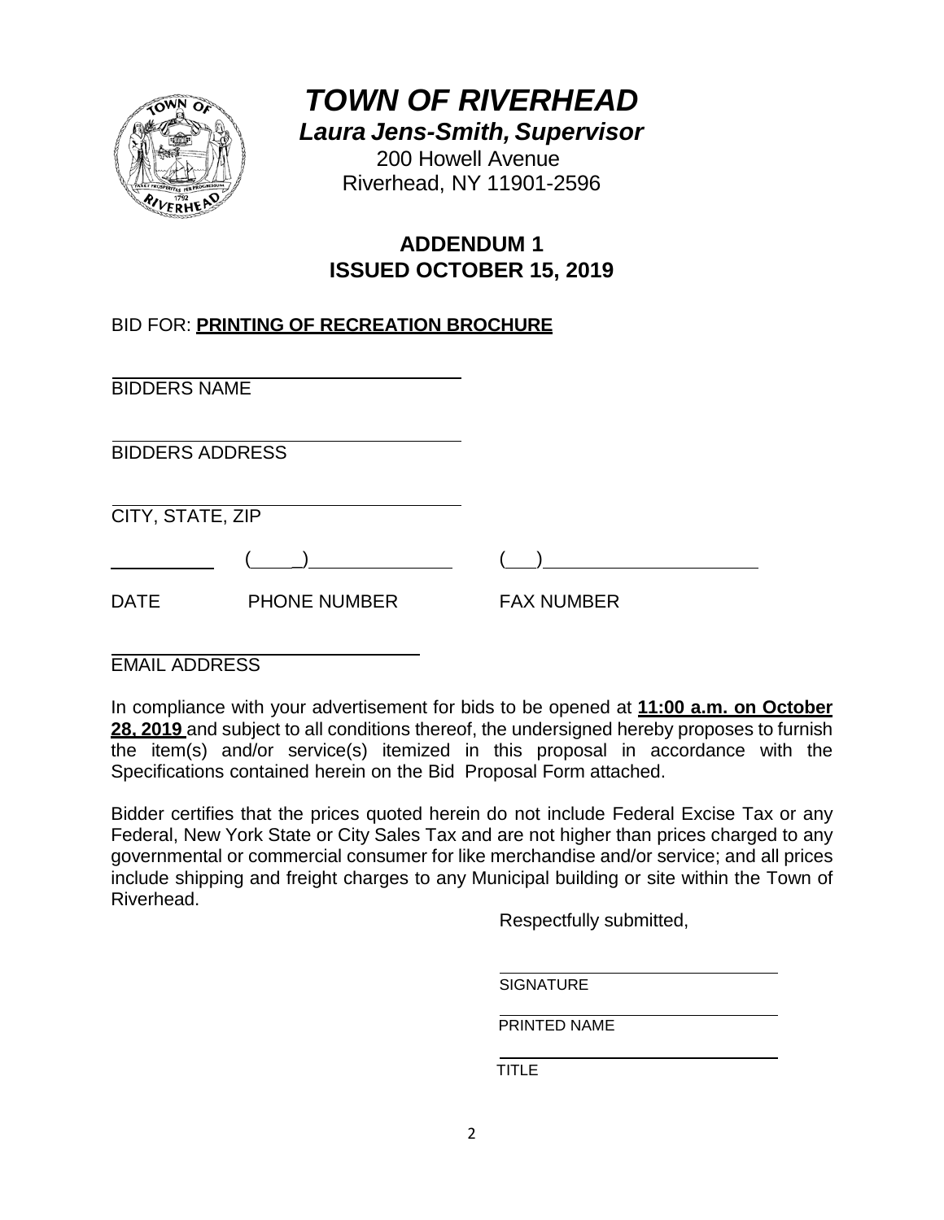# *TOWN OF RIVERHEAD*

***Laura Jens-Smith, Supervisor***

200 Howell Avenue
Riverhead, NY 11901-2596

## ADDENDUM 1
## ISSUED OCTOBER 15, 2019

BID FOR: **PRINTING OF RECREATION BROCHURE**

\_\_\_\_\_\_\_\_\_\_\_\_\_\_\_\_\_\_\_\_\_\_\_\_\_\_\_\_\_\_\_\_
BIDDERS NAME

\_\_\_\_\_\_\_\_\_\_\_\_\_\_\_\_\_\_\_\_\_\_\_\_\_\_\_\_\_\_\_\_
BIDDERS ADDRESS

\_\_\_\_\_\_\_\_\_\_\_\_\_\_\_\_\_\_\_\_\_\_\_\_\_\_\_\_\_\_\_\_
CITY, STATE, ZIP

\_\_\_\_\_\_\_\_ (\_\_\_\_) \_\_\_\_\_\_\_\_\_\_\_\_ (\_\_\_) \_\_\_\_\_\_\_\_\_\_\_\_\_\_\_\_

DATE PHONE NUMBER FAX NUMBER

\_\_\_\_\_\_\_\_\_\_\_\_\_\_\_\_\_\_\_\_\_\_\_\_\_\_
EMAIL ADDRESS

In compliance with your advertisement for bids to be opened at **11:00 a.m. on October 28, 2019** and subject to all conditions thereof, the undersigned hereby proposes to furnish the item(s) and/or service(s) itemized in this proposal in accordance with the Specifications contained herein on the Bid Proposal Form attached.

Bidder certifies that the prices quoted herein do not include Federal Excise Tax or any Federal, New York State or City Sales Tax and are not higher than prices charged to any governmental or commercial consumer for like merchandise and/or service; and all prices include shipping and freight charges to any Municipal building or site within the Town of Riverhead.

Respectfully submitted,

\_\_\_\_\_\_\_\_\_\_\_\_\_\_\_\_\_\_\_\_\_\_\_\_\_\_
SIGNATURE

\_\_\_\_\_\_\_\_\_\_\_\_\_\_\_\_\_\_\_\_\_\_\_\_\_\_
PRINTED NAME

\_\_\_\_\_\_\_\_\_\_\_\_\_\_\_\_\_\_\_\_\_\_\_\_\_\_
TITLE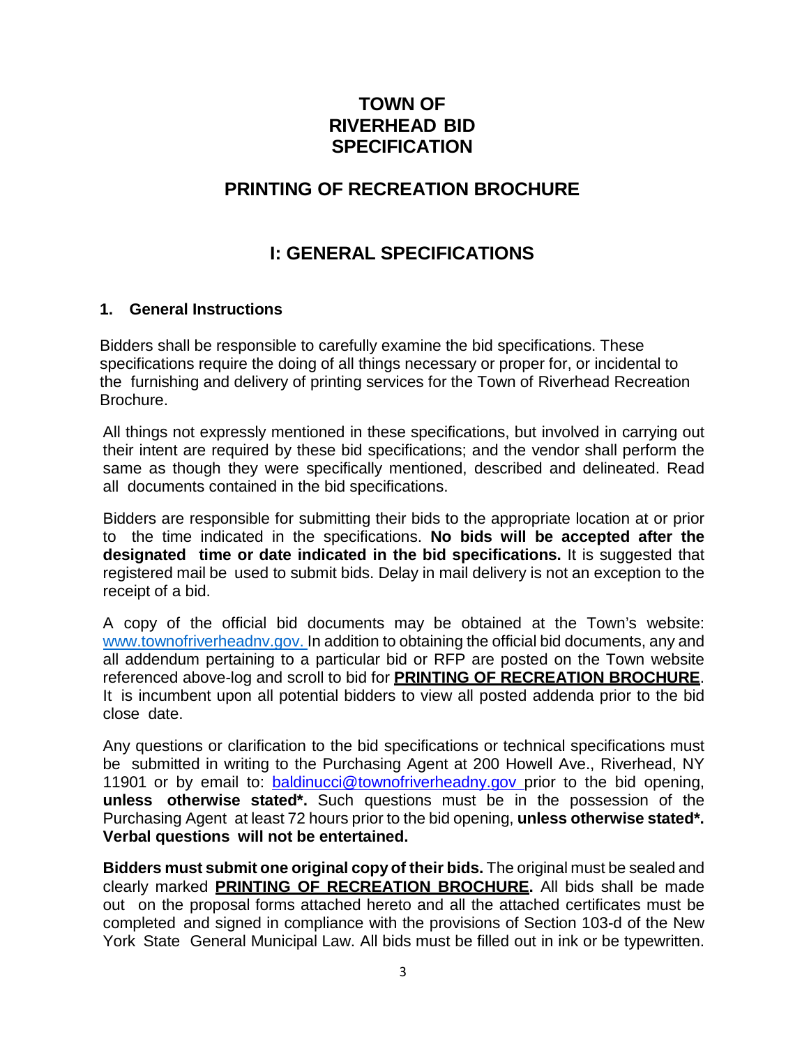# TOWN OF RIVERHEAD BID SPECIFICATION

## PRINTING OF RECREATION BROCHURE

## I: GENERAL SPECIFICATIONS

### 1. General Instructions

Bidders shall be responsible to carefully examine the bid specifications. These specifications require the doing of all things necessary or proper for, or incidental to the furnishing and delivery of printing services for the Town of Riverhead Recreation Brochure.

All things not expressly mentioned in these specifications, but involved in carrying out their intent are required by these bid specifications; and the vendor shall perform the same as though they were specifically mentioned, described and delineated. Read all documents contained in the bid specifications.

Bidders are responsible for submitting their bids to the appropriate location at or prior to the time indicated in the specifications. **No bids will be accepted after the designated time or date indicated in the bid specifications.** It is suggested that registered mail be used to submit bids. Delay in mail delivery is not an exception to the receipt of a bid.

A copy of the official bid documents may be obtained at the Town's website: www.townofriverheadnv.gov. In addition to obtaining the official bid documents, any and all addendum pertaining to a particular bid or RFP are posted on the Town website referenced above-log and scroll to bid for **PRINTING OF RECREATION BROCHURE**. It is incumbent upon all potential bidders to view all posted addenda prior to the bid close date.

Any questions or clarification to the bid specifications or technical specifications must be submitted in writing to the Purchasing Agent at 200 Howell Ave., Riverhead, NY 11901 or by email to: baldinucci@townofriverheadny.gov prior to the bid opening, **unless otherwise stated*.** Such questions must be in the possession of the Purchasing Agent at least 72 hours prior to the bid opening, **unless otherwise stated*. Verbal questions will not be entertained.**

**Bidders must submit one original copy of their bids.** The original must be sealed and clearly marked **PRINTING OF RECREATION BROCHURE.** All bids shall be made out on the proposal forms attached hereto and all the attached certificates must be completed and signed in compliance with the provisions of Section 103-d of the New York State General Municipal Law. All bids must be filled out in ink or be typewritten.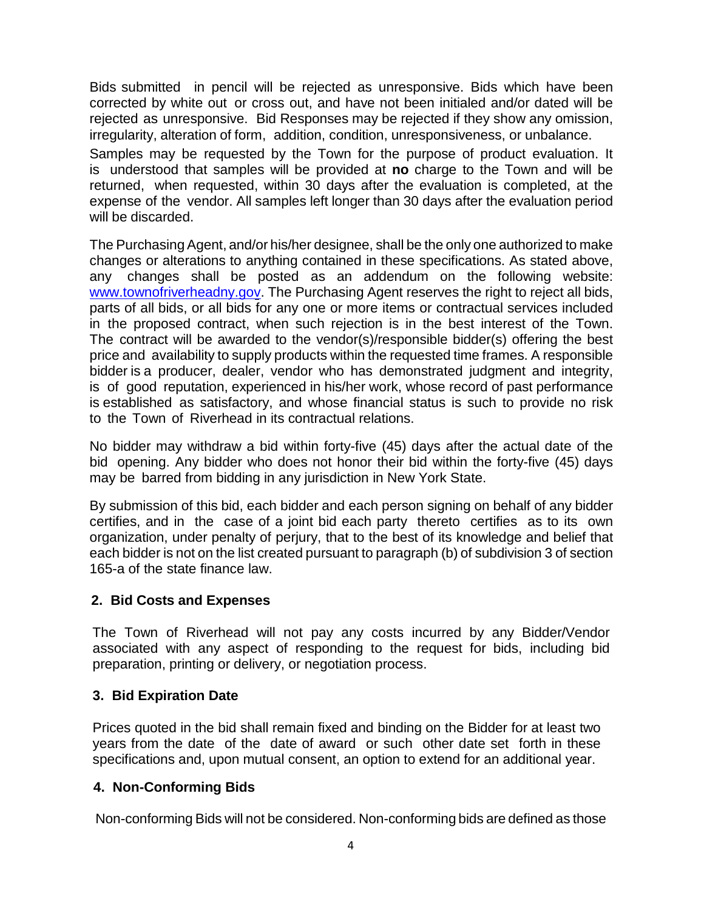Bids submitted in pencil will be rejected as unresponsive. Bids which have been corrected by white out or cross out, and have not been initialed and/or dated will be rejected as unresponsive. Bid Responses may be rejected if they show any omission, irregularity, alteration of form, addition, condition, unresponsiveness, or unbalance.

Samples may be requested by the Town for the purpose of product evaluation. It is understood that samples will be provided at **no** charge to the Town and will be returned, when requested, within 30 days after the evaluation is completed, at the expense of the vendor. All samples left longer than 30 days after the evaluation period will be discarded.

The Purchasing Agent, and/or his/her designee, shall be the only one authorized to make changes or alterations to anything contained in these specifications. As stated above, any changes shall be posted as an addendum on the following website: [www.townofriverheadny.gov](http://www.townofriverheadny.gov). The Purchasing Agent reserves the right to reject all bids, parts of all bids, or all bids for any one or more items or contractual services included in the proposed contract, when such rejection is in the best interest of the Town. The contract will be awarded to the vendor(s)/responsible bidder(s) offering the best price and availability to supply products within the requested time frames. A responsible bidder is a producer, dealer, vendor who has demonstrated judgment and integrity, is of good reputation, experienced in his/her work, whose record of past performance is established as satisfactory, and whose financial status is such to provide no risk to the Town of Riverhead in its contractual relations.

No bidder may withdraw a bid within forty-five (45) days after the actual date of the bid opening. Any bidder who does not honor their bid within the forty-five (45) days may be barred from bidding in any jurisdiction in New York State.

By submission of this bid, each bidder and each person signing on behalf of any bidder certifies, and in the case of a joint bid each party thereto certifies as to its own organization, under penalty of perjury, that to the best of its knowledge and belief that each bidder is not on the list created pursuant to paragraph (b) of subdivision 3 of section 165-a of the state finance law.

## 2. Bid Costs and Expenses

The Town of Riverhead will not pay any costs incurred by any Bidder/Vendor associated with any aspect of responding to the request for bids, including bid preparation, printing or delivery, or negotiation process.

## 3. Bid Expiration Date

Prices quoted in the bid shall remain fixed and binding on the Bidder for at least two years from the date of the date of award or such other date set forth in these specifications and, upon mutual consent, an option to extend for an additional year.

## 4. Non-Conforming Bids

Non-conforming Bids will not be considered. Non-conforming bids are defined as those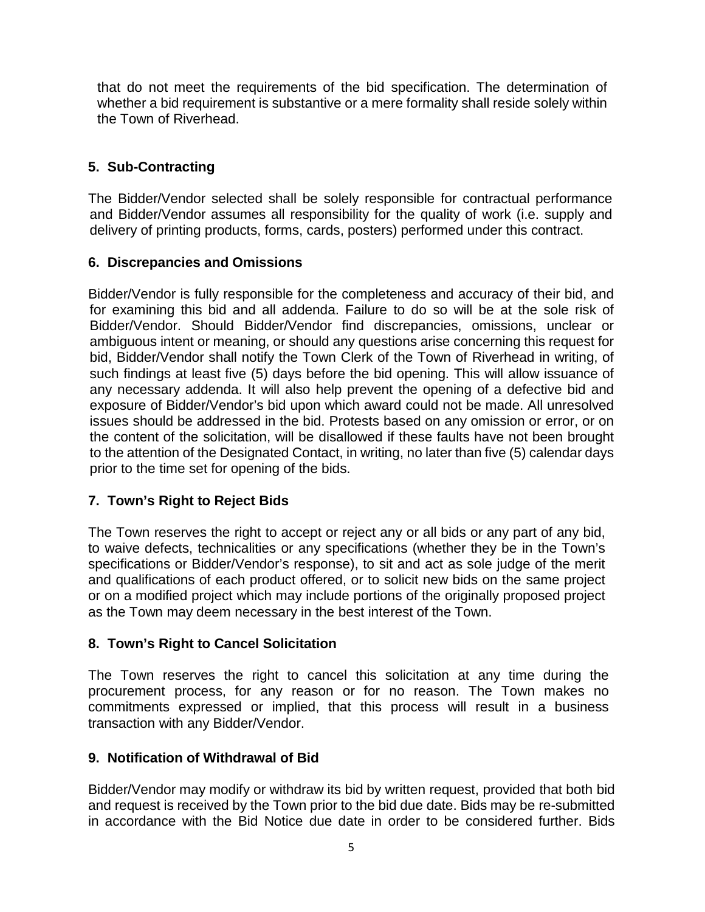that do not meet the requirements of the bid specification. The determination of whether a bid requirement is substantive or a mere formality shall reside solely within the Town of Riverhead.

## 5. Sub-Contracting

The Bidder/Vendor selected shall be solely responsible for contractual performance and Bidder/Vendor assumes all responsibility for the quality of work (i.e. supply and delivery of printing products, forms, cards, posters) performed under this contract.

## 6. Discrepancies and Omissions

Bidder/Vendor is fully responsible for the completeness and accuracy of their bid, and for examining this bid and all addenda. Failure to do so will be at the sole risk of Bidder/Vendor. Should Bidder/Vendor find discrepancies, omissions, unclear or ambiguous intent or meaning, or should any questions arise concerning this request for bid, Bidder/Vendor shall notify the Town Clerk of the Town of Riverhead in writing, of such findings at least five (5) days before the bid opening. This will allow issuance of any necessary addenda. It will also help prevent the opening of a defective bid and exposure of Bidder/Vendor's bid upon which award could not be made. All unresolved issues should be addressed in the bid. Protests based on any omission or error, or on the content of the solicitation, will be disallowed if these faults have not been brought to the attention of the Designated Contact, in writing, no later than five (5) calendar days prior to the time set for opening of the bids.

## 7. Town's Right to Reject Bids

The Town reserves the right to accept or reject any or all bids or any part of any bid, to waive defects, technicalities or any specifications (whether they be in the Town's specifications or Bidder/Vendor's response), to sit and act as sole judge of the merit and qualifications of each product offered, or to solicit new bids on the same project or on a modified project which may include portions of the originally proposed project as the Town may deem necessary in the best interest of the Town.

## 8. Town's Right to Cancel Solicitation

The Town reserves the right to cancel this solicitation at any time during the procurement process, for any reason or for no reason. The Town makes no commitments expressed or implied, that this process will result in a business transaction with any Bidder/Vendor.

## 9. Notification of Withdrawal of Bid

Bidder/Vendor may modify or withdraw its bid by written request, provided that both bid and request is received by the Town prior to the bid due date. Bids may be re-submitted in accordance with the Bid Notice due date in order to be considered further. Bids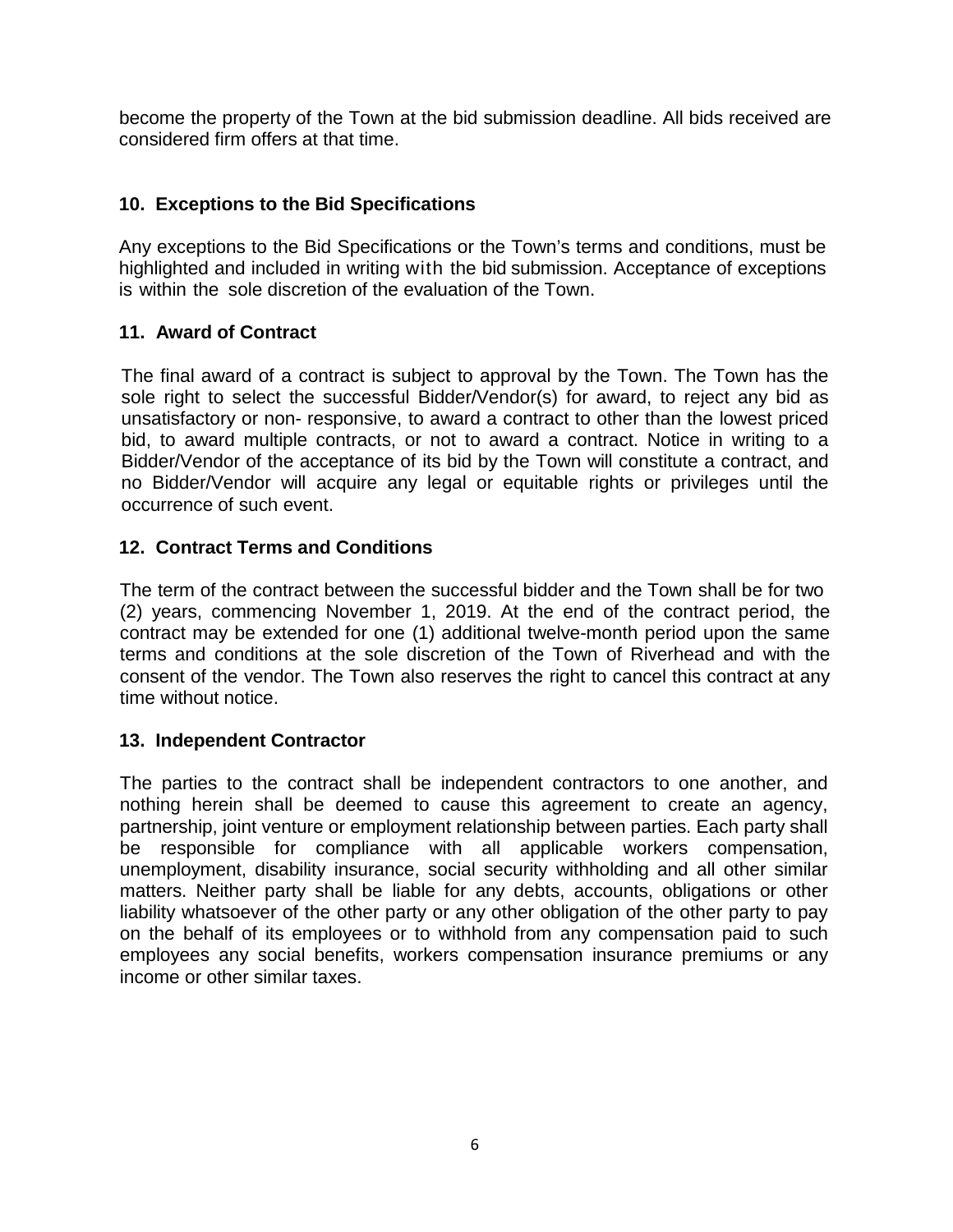become the property of the Town at the bid submission deadline. All bids received are considered firm offers at that time.

## 10. Exceptions to the Bid Specifications

Any exceptions to the Bid Specifications or the Town's terms and conditions, must be highlighted and included in writing with the bid submission. Acceptance of exceptions is within the sole discretion of the evaluation of the Town.

## 11. Award of Contract

The final award of a contract is subject to approval by the Town. The Town has the sole right to select the successful Bidder/Vendor(s) for award, to reject any bid as unsatisfactory or non- responsive, to award a contract to other than the lowest priced bid, to award multiple contracts, or not to award a contract. Notice in writing to a Bidder/Vendor of the acceptance of its bid by the Town will constitute a contract, and no Bidder/Vendor will acquire any legal or equitable rights or privileges until the occurrence of such event.

## 12. Contract Terms and Conditions

The term of the contract between the successful bidder and the Town shall be for two (2) years, commencing November 1, 2019. At the end of the contract period, the contract may be extended for one (1) additional twelve-month period upon the same terms and conditions at the sole discretion of the Town of Riverhead and with the consent of the vendor. The Town also reserves the right to cancel this contract at any time without notice.

## 13. Independent Contractor

The parties to the contract shall be independent contractors to one another, and nothing herein shall be deemed to cause this agreement to create an agency, partnership, joint venture or employment relationship between parties. Each party shall be responsible for compliance with all applicable workers compensation, unemployment, disability insurance, social security withholding and all other similar matters. Neither party shall be liable for any debts, accounts, obligations or other liability whatsoever of the other party or any other obligation of the other party to pay on the behalf of its employees or to withhold from any compensation paid to such employees any social benefits, workers compensation insurance premiums or any income or other similar taxes.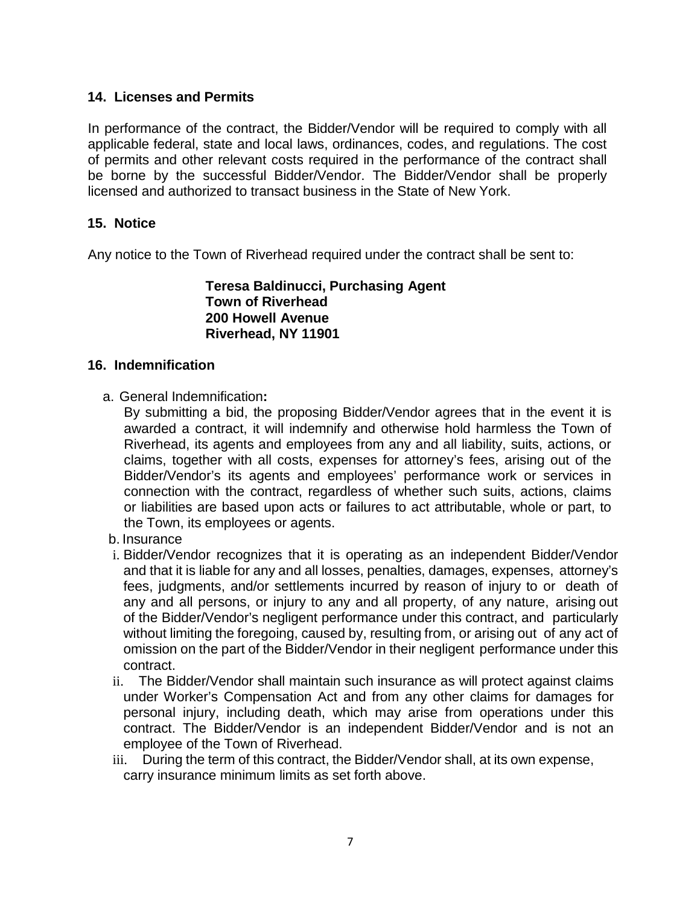### 14. Licenses and Permits

In performance of the contract, the Bidder/Vendor will be required to comply with all applicable federal, state and local laws, ordinances, codes, and regulations. The cost of permits and other relevant costs required in the performance of the contract shall be borne by the successful Bidder/Vendor. The Bidder/Vendor shall be properly licensed and authorized to transact business in the State of New York.

### 15. Notice

Any notice to the Town of Riverhead required under the contract shall be sent to:

> **Teresa Baldinucci, Purchasing Agent**
> **Town of Riverhead**
> **200 Howell Avenue**
> **Riverhead, NY 11901**

### 16. Indemnification

a. General Indemnification**:**
By submitting a bid, the proposing Bidder/Vendor agrees that in the event it is awarded a contract, it will indemnify and otherwise hold harmless the Town of Riverhead, its agents and employees from any and all liability, suits, actions, or claims, together with all costs, expenses for attorney's fees, arising out of the Bidder/Vendor's its agents and employees' performance work or services in connection with the contract, regardless of whether such suits, actions, claims or liabilities are based upon acts or failures to act attributable, whole or part, to the Town, its employees or agents.

b. Insurance

i. Bidder/Vendor recognizes that it is operating as an independent Bidder/Vendor and that it is liable for any and all losses, penalties, damages, expenses, attorney's fees, judgments, and/or settlements incurred by reason of injury to or death of any and all persons, or injury to any and all property, of any nature, arising out of the Bidder/Vendor's negligent performance under this contract, and particularly without limiting the foregoing, caused by, resulting from, or arising out of any act of omission on the part of the Bidder/Vendor in their negligent performance under this contract.

ii. The Bidder/Vendor shall maintain such insurance as will protect against claims under Worker's Compensation Act and from any other claims for damages for personal injury, including death, which may arise from operations under this contract. The Bidder/Vendor is an independent Bidder/Vendor and is not an employee of the Town of Riverhead.

iii. During the term of this contract, the Bidder/Vendor shall, at its own expense, carry insurance minimum limits as set forth above.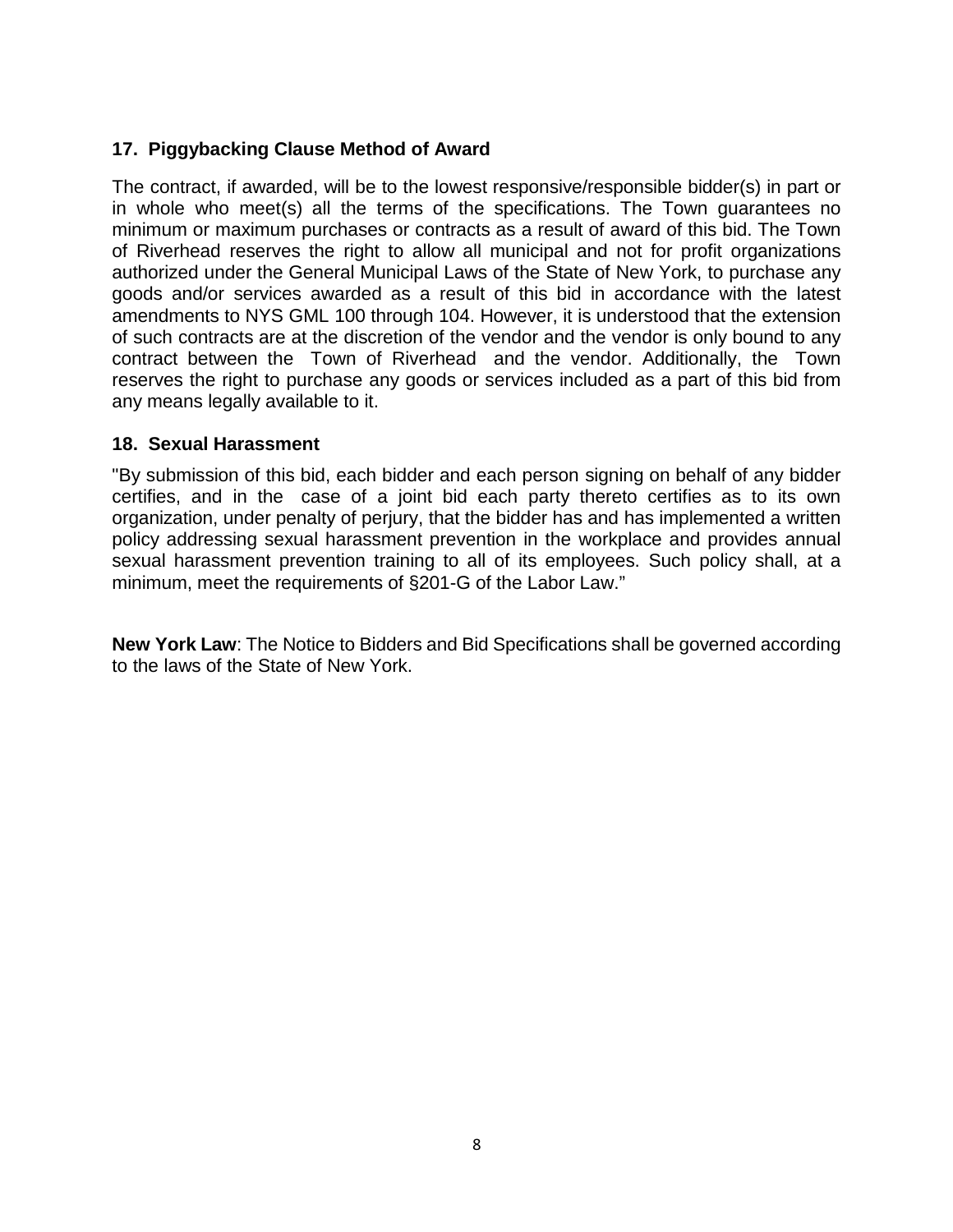### 17. Piggybacking Clause Method of Award

The contract, if awarded, will be to the lowest responsive/responsible bidder(s) in part or in whole who meet(s) all the terms of the specifications. The Town guarantees no minimum or maximum purchases or contracts as a result of award of this bid. The Town of Riverhead reserves the right to allow all municipal and not for profit organizations authorized under the General Municipal Laws of the State of New York, to purchase any goods and/or services awarded as a result of this bid in accordance with the latest amendments to NYS GML 100 through 104. However, it is understood that the extension of such contracts are at the discretion of the vendor and the vendor is only bound to any contract between the Town of Riverhead and the vendor. Additionally, the Town reserves the right to purchase any goods or services included as a part of this bid from any means legally available to it.

### 18. Sexual Harassment

"By submission of this bid, each bidder and each person signing on behalf of any bidder certifies, and in the case of a joint bid each party thereto certifies as to its own organization, under penalty of perjury, that the bidder has and has implemented a written policy addressing sexual harassment prevention in the workplace and provides annual sexual harassment prevention training to all of its employees. Such policy shall, at a minimum, meet the requirements of §201-G of the Labor Law."

**New York Law**: The Notice to Bidders and Bid Specifications shall be governed according to the laws of the State of New York.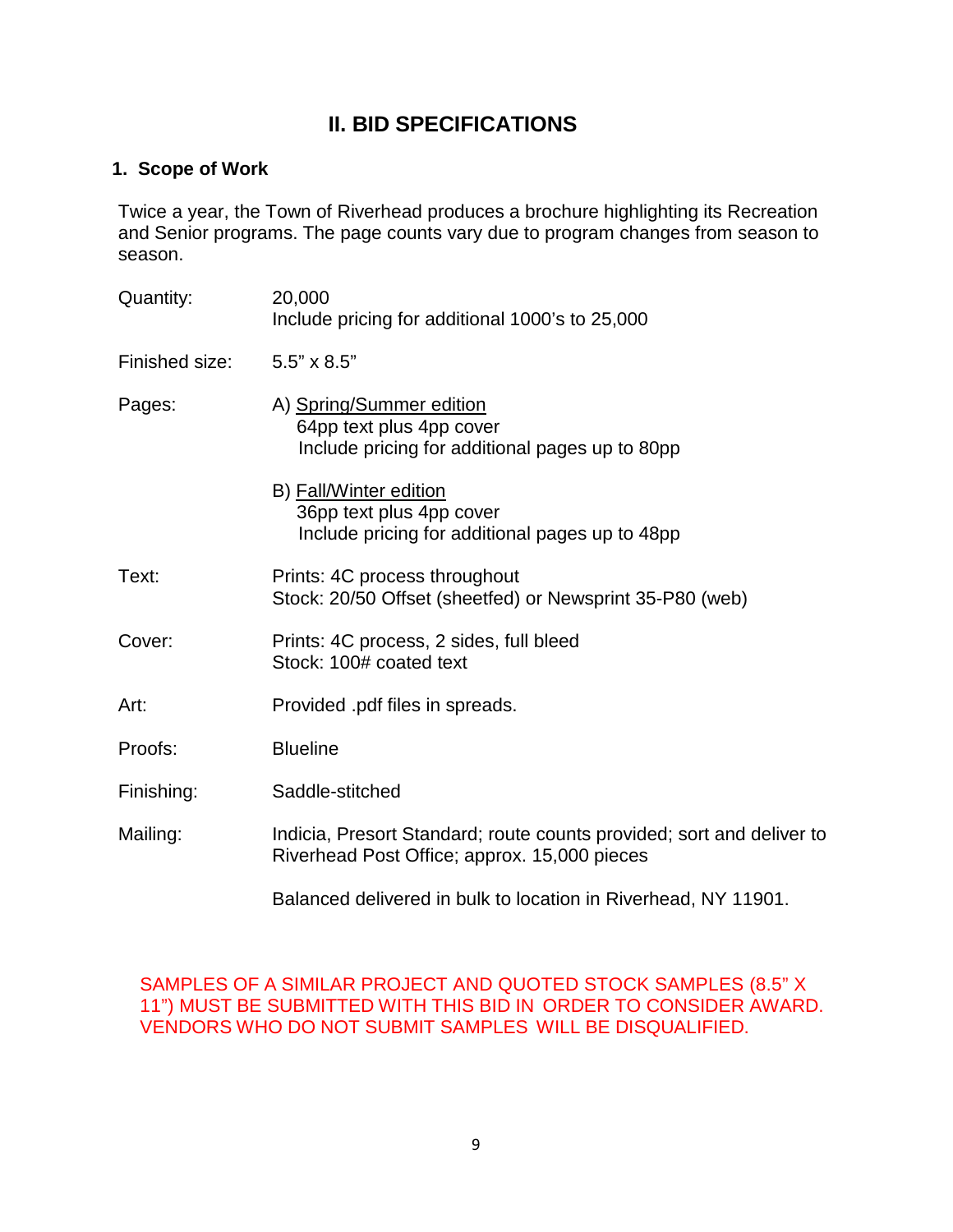## II. BID SPECIFICATIONS

### 1. Scope of Work

Twice a year, the Town of Riverhead produces a brochure highlighting its Recreation and Senior programs. The page counts vary due to program changes from season to season.

| | |
|---|---|
| Quantity: | 20,000<br>Include pricing for additional 1000's to 25,000 |
| Finished size: | 5.5" x 8.5" |
| Pages: | A) Spring/Summer edition<br>64pp text plus 4pp cover<br>Include pricing for additional pages up to 80pp<br><br>B) Fall/Winter edition<br>36pp text plus 4pp cover<br>Include pricing for additional pages up to 48pp |
| Text: | Prints: 4C process throughout<br>Stock: 20/50 Offset (sheetfed) or Newsprint 35-P80 (web) |
| Cover: | Prints: 4C process, 2 sides, full bleed<br>Stock: 100# coated text |
| Art: | Provided .pdf files in spreads. |
| Proofs: | Blueline |
| Finishing: | Saddle-stitched |
| Mailing: | Indicia, Presort Standard; route counts provided; sort and deliver to Riverhead Post Office; approx. 15,000 pieces<br><br>Balanced delivered in bulk to location in Riverhead, NY 11901. |

SAMPLES OF A SIMILAR PROJECT AND QUOTED STOCK SAMPLES (8.5" X 11") MUST BE SUBMITTED WITH THIS BID IN ORDER TO CONSIDER AWARD. VENDORS WHO DO NOT SUBMIT SAMPLES WILL BE DISQUALIFIED.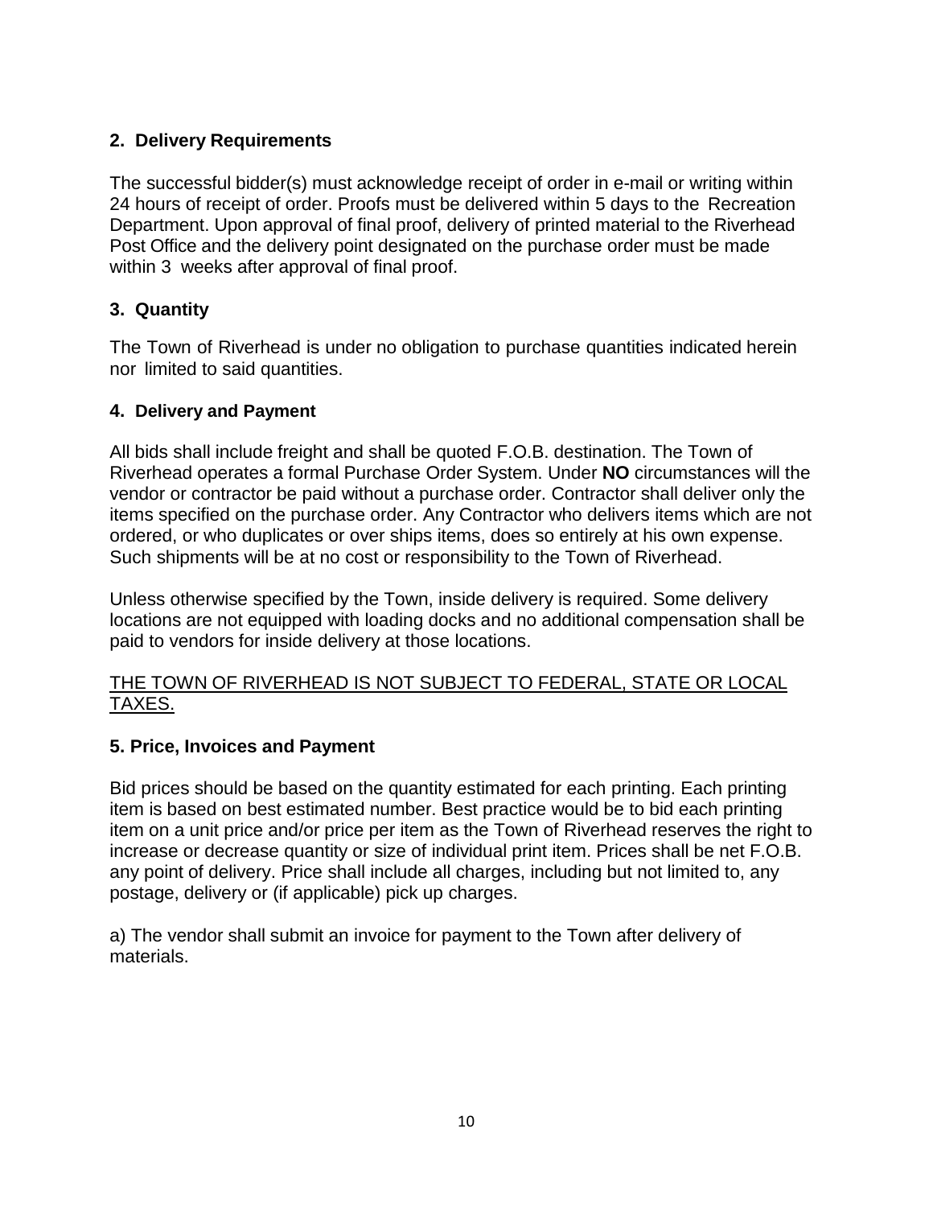## 2. Delivery Requirements

The successful bidder(s) must acknowledge receipt of order in e-mail or writing within 24 hours of receipt of order. Proofs must be delivered within 5 days to the Recreation Department. Upon approval of final proof, delivery of printed material to the Riverhead Post Office and the delivery point designated on the purchase order must be made within 3 weeks after approval of final proof.

## 3. Quantity

The Town of Riverhead is under no obligation to purchase quantities indicated herein nor limited to said quantities.

## 4. Delivery and Payment

All bids shall include freight and shall be quoted F.O.B. destination. The Town of Riverhead operates a formal Purchase Order System. Under **NO** circumstances will the vendor or contractor be paid without a purchase order. Contractor shall deliver only the items specified on the purchase order. Any Contractor who delivers items which are not ordered, or who duplicates or over ships items, does so entirely at his own expense. Such shipments will be at no cost or responsibility to the Town of Riverhead.

Unless otherwise specified by the Town, inside delivery is required. Some delivery locations are not equipped with loading docks and no additional compensation shall be paid to vendors for inside delivery at those locations.

<u>THE TOWN OF RIVERHEAD IS NOT SUBJECT TO FEDERAL, STATE OR LOCAL TAXES.</u>

## 5. Price, Invoices and Payment

Bid prices should be based on the quantity estimated for each printing. Each printing item is based on best estimated number. Best practice would be to bid each printing item on a unit price and/or price per item as the Town of Riverhead reserves the right to increase or decrease quantity or size of individual print item. Prices shall be net F.O.B. any point of delivery. Price shall include all charges, including but not limited to, any postage, delivery or (if applicable) pick up charges.

a) The vendor shall submit an invoice for payment to the Town after delivery of materials.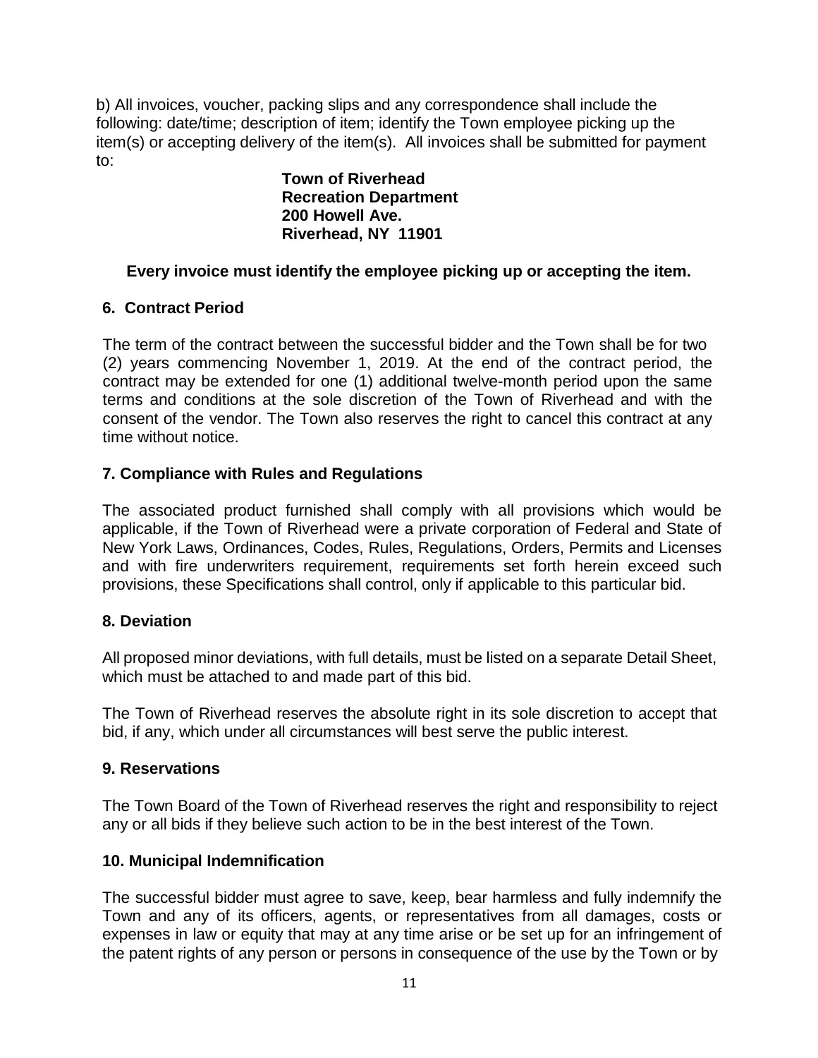b) All invoices, voucher, packing slips and any correspondence shall include the following: date/time; description of item; identify the Town employee picking up the item(s) or accepting delivery of the item(s). All invoices shall be submitted for payment to:

**Town of Riverhead**
**Recreation Department**
**200 Howell Ave.**
**Riverhead, NY 11901**

**Every invoice must identify the employee picking up or accepting the item.**

### 6. Contract Period

The term of the contract between the successful bidder and the Town shall be for two (2) years commencing November 1, 2019. At the end of the contract period, the contract may be extended for one (1) additional twelve-month period upon the same terms and conditions at the sole discretion of the Town of Riverhead and with the consent of the vendor. The Town also reserves the right to cancel this contract at any time without notice.

### 7. Compliance with Rules and Regulations

The associated product furnished shall comply with all provisions which would be applicable, if the Town of Riverhead were a private corporation of Federal and State of New York Laws, Ordinances, Codes, Rules, Regulations, Orders, Permits and Licenses and with fire underwriters requirement, requirements set forth herein exceed such provisions, these Specifications shall control, only if applicable to this particular bid.

### 8. Deviation

All proposed minor deviations, with full details, must be listed on a separate Detail Sheet, which must be attached to and made part of this bid.

The Town of Riverhead reserves the absolute right in its sole discretion to accept that bid, if any, which under all circumstances will best serve the public interest.

### 9. Reservations

The Town Board of the Town of Riverhead reserves the right and responsibility to reject any or all bids if they believe such action to be in the best interest of the Town.

### 10. Municipal Indemnification

The successful bidder must agree to save, keep, bear harmless and fully indemnify the Town and any of its officers, agents, or representatives from all damages, costs or expenses in law or equity that may at any time arise or be set up for an infringement of the patent rights of any person or persons in consequence of the use by the Town or by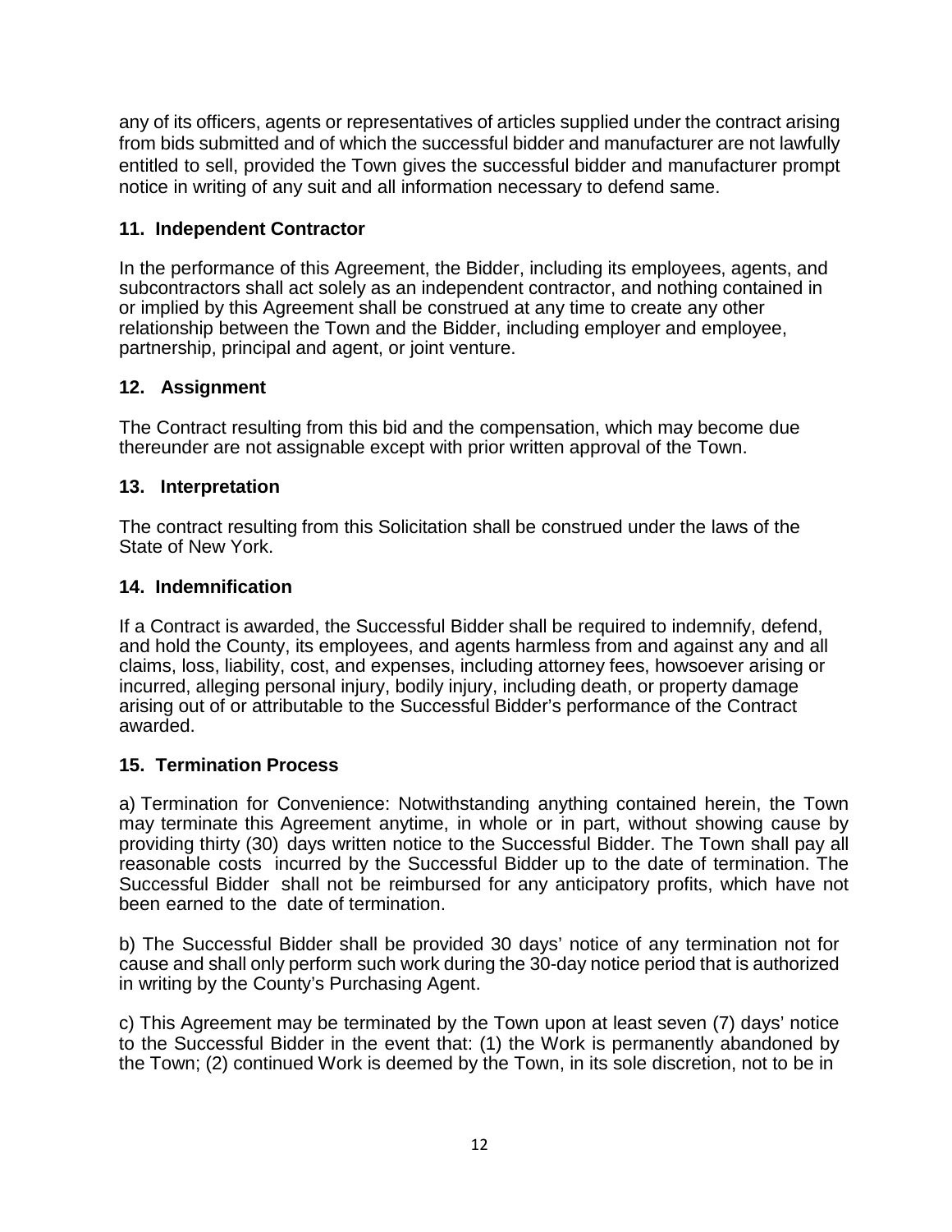any of its officers, agents or representatives of articles supplied under the contract arising from bids submitted and of which the successful bidder and manufacturer are not lawfully entitled to sell, provided the Town gives the successful bidder and manufacturer prompt notice in writing of any suit and all information necessary to defend same.

### 11. Independent Contractor

In the performance of this Agreement, the Bidder, including its employees, agents, and subcontractors shall act solely as an independent contractor, and nothing contained in or implied by this Agreement shall be construed at any time to create any other relationship between the Town and the Bidder, including employer and employee, partnership, principal and agent, or joint venture.

### 12. Assignment

The Contract resulting from this bid and the compensation, which may become due thereunder are not assignable except with prior written approval of the Town.

### 13. Interpretation

The contract resulting from this Solicitation shall be construed under the laws of the State of New York.

### 14. Indemnification

If a Contract is awarded, the Successful Bidder shall be required to indemnify, defend, and hold the County, its employees, and agents harmless from and against any and all claims, loss, liability, cost, and expenses, including attorney fees, howsoever arising or incurred, alleging personal injury, bodily injury, including death, or property damage arising out of or attributable to the Successful Bidder's performance of the Contract awarded.

### 15. Termination Process

a) Termination for Convenience: Notwithstanding anything contained herein, the Town may terminate this Agreement anytime, in whole or in part, without showing cause by providing thirty (30) days written notice to the Successful Bidder. The Town shall pay all reasonable costs incurred by the Successful Bidder up to the date of termination. The Successful Bidder shall not be reimbursed for any anticipatory profits, which have not been earned to the date of termination.

b) The Successful Bidder shall be provided 30 days' notice of any termination not for cause and shall only perform such work during the 30-day notice period that is authorized in writing by the County's Purchasing Agent.

c) This Agreement may be terminated by the Town upon at least seven (7) days' notice to the Successful Bidder in the event that: (1) the Work is permanently abandoned by the Town; (2) continued Work is deemed by the Town, in its sole discretion, not to be in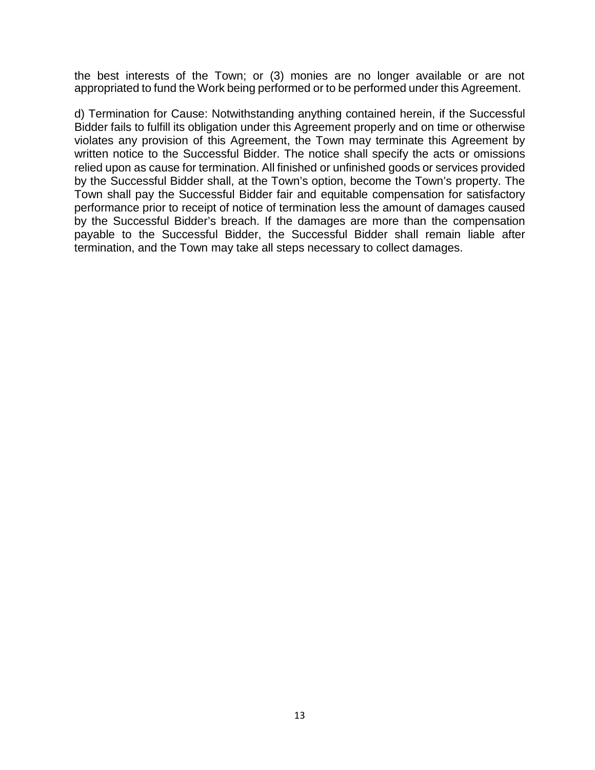the best interests of the Town; or (3) monies are no longer available or are not appropriated to fund the Work being performed or to be performed under this Agreement.

d) Termination for Cause: Notwithstanding anything contained herein, if the Successful Bidder fails to fulfill its obligation under this Agreement properly and on time or otherwise violates any provision of this Agreement, the Town may terminate this Agreement by written notice to the Successful Bidder. The notice shall specify the acts or omissions relied upon as cause for termination. All finished or unfinished goods or services provided by the Successful Bidder shall, at the Town's option, become the Town's property. The Town shall pay the Successful Bidder fair and equitable compensation for satisfactory performance prior to receipt of notice of termination less the amount of damages caused by the Successful Bidder's breach. If the damages are more than the compensation payable to the Successful Bidder, the Successful Bidder shall remain liable after termination, and the Town may take all steps necessary to collect damages.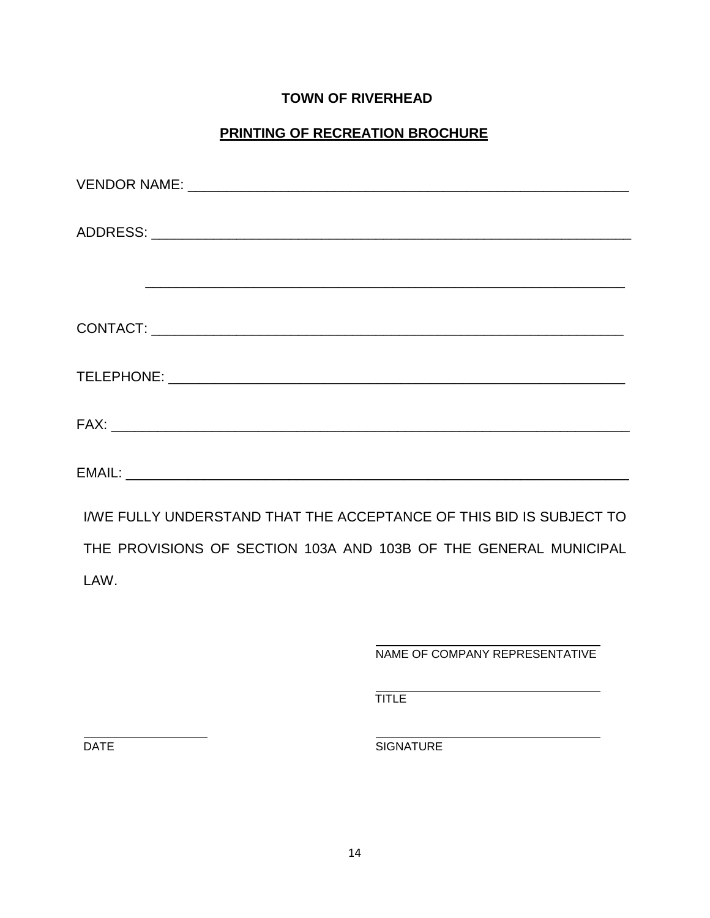**TOWN OF RIVERHEAD**

**PRINTING OF RECREATION BROCHURE**

VENDOR NAME: ___________________________________________________________

ADDRESS: _______________________________________________________________

_______________________________________________________________

CONTACT: ______________________________________________________________

TELEPHONE: ____________________________________________________________

FAX: ___________________________________________________________________

EMAIL: _________________________________________________________________

I/WE FULLY UNDERSTAND THAT THE ACCEPTANCE OF THIS BID IS SUBJECT TO THE PROVISIONS OF SECTION 103A AND 103B OF THE GENERAL MUNICIPAL LAW.

_______________________________
NAME OF COMPANY REPRESENTATIVE

_______________________________
TITLE

_________________
DATE

_______________________________
SIGNATURE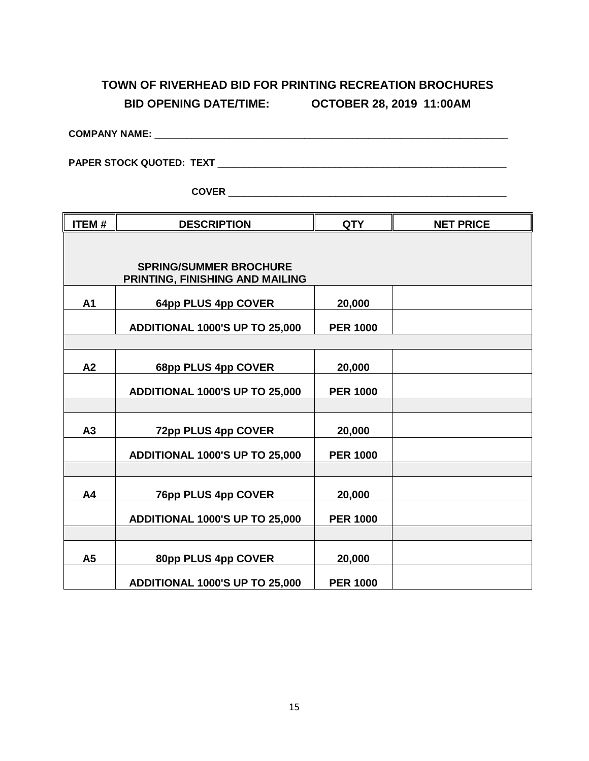## TOWN OF RIVERHEAD BID FOR PRINTING RECREATION BROCHURES

## BID OPENING DATE/TIME: OCTOBER 28, 2019 11:00AM

**COMPANY NAME:** ______________________________________________________________________

**PAPER STOCK QUOTED: TEXT** ______________________________________________________

**COVER** ______________________________________________________

| ITEM # | DESCRIPTION | QTY | NET PRICE |
|---|---|---|---|
| | **SPRING/SUMMER BROCHURE PRINTING, FINISHING AND MAILING** | | |
| **A1** | **64pp PLUS 4pp COVER** | **20,000** | |
| | **ADDITIONAL 1000'S UP TO 25,000** | **PER 1000** | |
| | | | |
| **A2** | **68pp PLUS 4pp COVER** | **20,000** | |
| | **ADDITIONAL 1000'S UP TO 25,000** | **PER 1000** | |
| | | | |
| **A3** | **72pp PLUS 4pp COVER** | **20,000** | |
| | **ADDITIONAL 1000'S UP TO 25,000** | **PER 1000** | |
| | | | |
| **A4** | **76pp PLUS 4pp COVER** | **20,000** | |
| | **ADDITIONAL 1000'S UP TO 25,000** | **PER 1000** | |
| | | | |
| **A5** | **80pp PLUS 4pp COVER** | **20,000** | |
| | **ADDITIONAL 1000'S UP TO 25,000** | **PER 1000** | |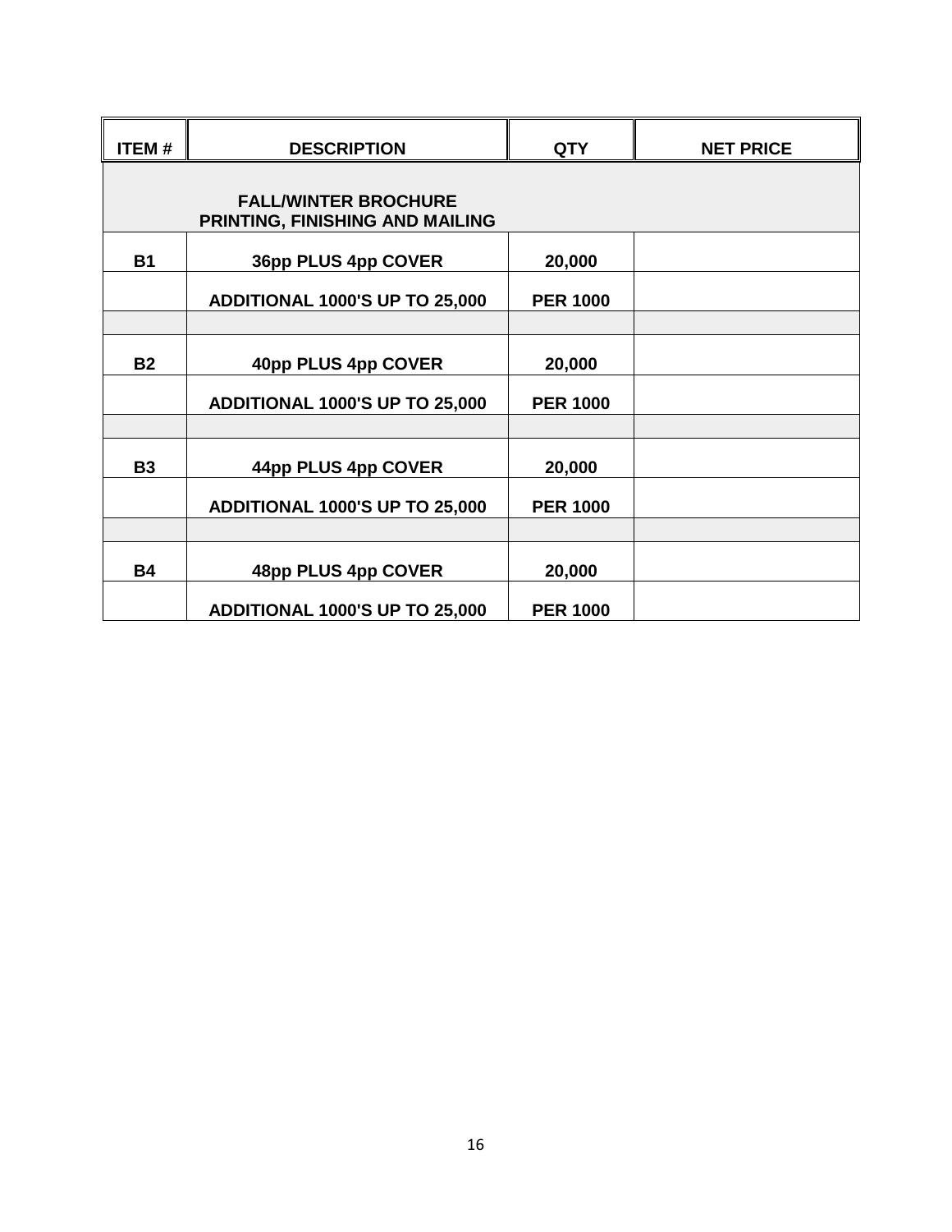| ITEM # | DESCRIPTION | QTY | NET PRICE |
|---|---|---|---|
| | **FALL/WINTER BROCHURE PRINTING, FINISHING AND MAILING** | | |
| **B1** | **36pp PLUS 4pp COVER** | **20,000** | |
| | **ADDITIONAL 1000'S UP TO 25,000** | **PER 1000** | |
| | | | |
| **B2** | **40pp PLUS 4pp COVER** | **20,000** | |
| | **ADDITIONAL 1000'S UP TO 25,000** | **PER 1000** | |
| | | | |
| **B3** | **44pp PLUS 4pp COVER** | **20,000** | |
| | **ADDITIONAL 1000'S UP TO 25,000** | **PER 1000** | |
| | | | |
| **B4** | **48pp PLUS 4pp COVER** | **20,000** | |
| | **ADDITIONAL 1000'S UP TO 25,000** | **PER 1000** | |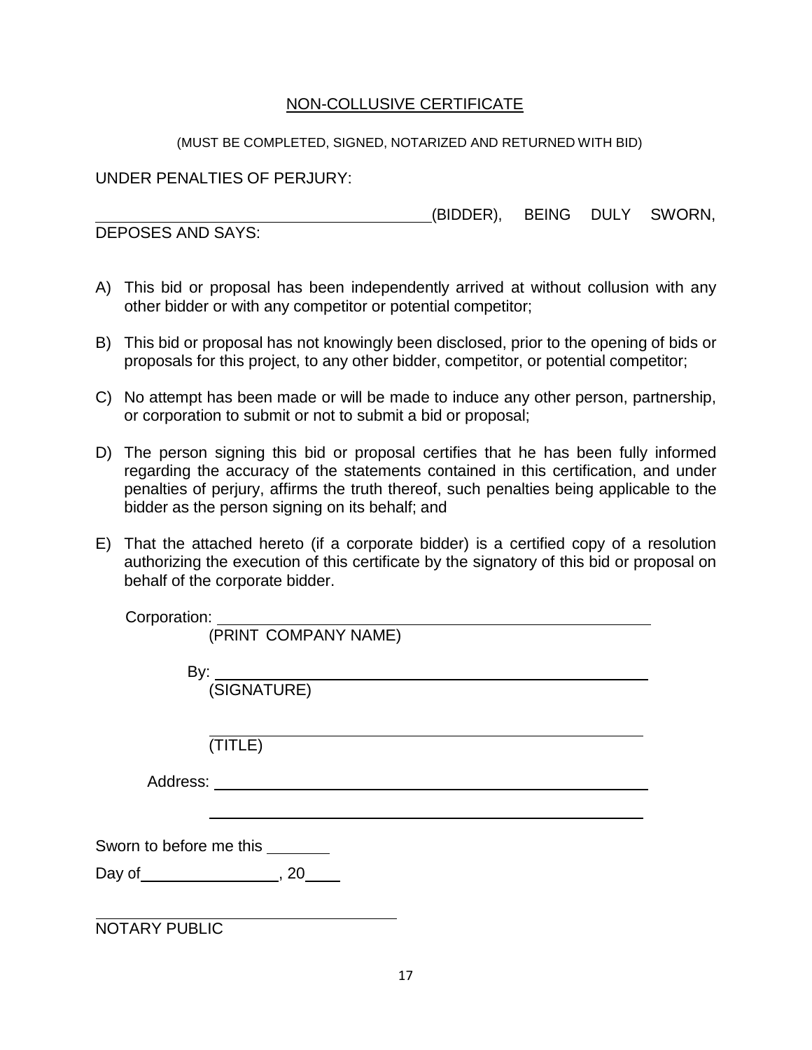## NON-COLLUSIVE CERTIFICATE

(MUST BE COMPLETED, SIGNED, NOTARIZED AND RETURNED WITH BID)

UNDER PENALTIES OF PERJURY:

\_\_\_\_\_\_\_\_\_\_\_\_\_\_\_\_\_\_\_\_\_\_\_\_\_\_\_\_\_\_\_\_\_\_\_\_\_\_\_\_(BIDDER), BEING DULY SWORN, DEPOSES AND SAYS:

A) This bid or proposal has been independently arrived at without collusion with any other bidder or with any competitor or potential competitor;

B) This bid or proposal has not knowingly been disclosed, prior to the opening of bids or proposals for this project, to any other bidder, competitor, or potential competitor;

C) No attempt has been made or will be made to induce any other person, partnership, or corporation to submit or not to submit a bid or proposal;

D) The person signing this bid or proposal certifies that he has been fully informed regarding the accuracy of the statements contained in this certification, and under penalties of perjury, affirms the truth thereof, such penalties being applicable to the bidder as the person signing on its behalf; and

E) That the attached hereto (if a corporate bidder) is a certified copy of a resolution authorizing the execution of this certificate by the signatory of this bid or proposal on behalf of the corporate bidder.

Corporation: \_\_\_\_\_\_\_\_\_\_\_\_\_\_\_\_\_\_\_\_\_\_\_\_\_\_\_\_\_\_\_\_\_\_\_\_\_\_\_\_\_\_\_\_\_\_\_\_
(PRINT COMPANY NAME)

By: \_\_\_\_\_\_\_\_\_\_\_\_\_\_\_\_\_\_\_\_\_\_\_\_\_\_\_\_\_\_\_\_\_\_\_\_\_\_\_\_\_\_\_\_\_\_\_\_
(SIGNATURE)

\_\_\_\_\_\_\_\_\_\_\_\_\_\_\_\_\_\_\_\_\_\_\_\_\_\_\_\_\_\_\_\_\_\_\_\_\_\_\_\_\_\_\_\_\_\_\_\_
(TITLE)

Address: \_\_\_\_\_\_\_\_\_\_\_\_\_\_\_\_\_\_\_\_\_\_\_\_\_\_\_\_\_\_\_\_\_\_\_\_\_\_\_\_\_\_\_\_\_\_\_\_

\_\_\_\_\_\_\_\_\_\_\_\_\_\_\_\_\_\_\_\_\_\_\_\_\_\_\_\_\_\_\_\_\_\_\_\_\_\_\_\_\_\_\_\_\_\_\_\_

Sworn to before me this \_\_\_\_\_\_\_

Day of \_\_\_\_\_\_\_\_\_\_\_\_\_\_\_\_, 20\_\_\_\_

\_\_\_\_\_\_\_\_\_\_\_\_\_\_\_\_\_\_\_\_\_\_\_\_\_\_\_\_\_\_\_\_\_\_\_\_
NOTARY PUBLIC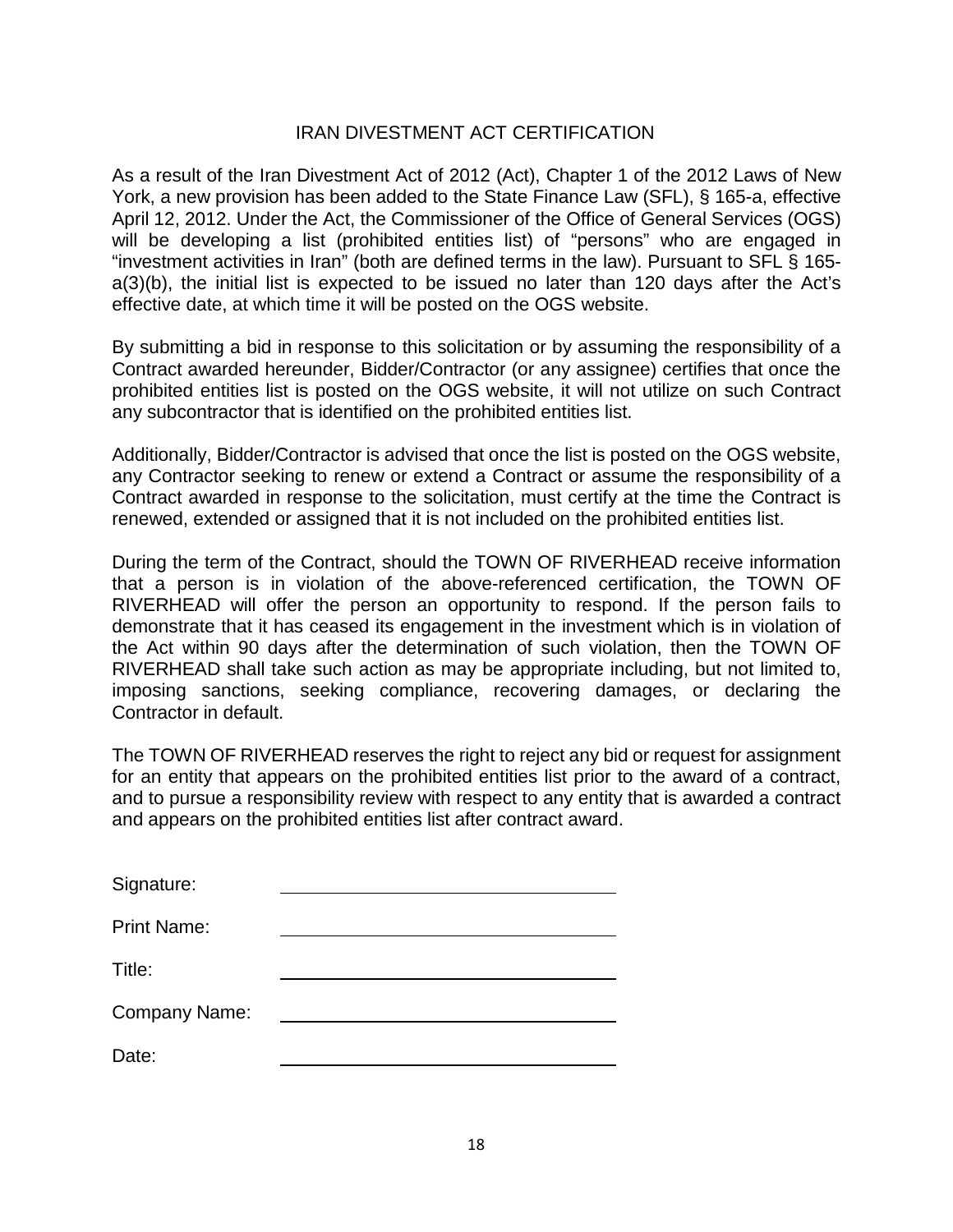# IRAN DIVESTMENT ACT CERTIFICATION

As a result of the Iran Divestment Act of 2012 (Act), Chapter 1 of the 2012 Laws of New York, a new provision has been added to the State Finance Law (SFL), § 165-a, effective April 12, 2012. Under the Act, the Commissioner of the Office of General Services (OGS) will be developing a list (prohibited entities list) of "persons" who are engaged in "investment activities in Iran" (both are defined terms in the law). Pursuant to SFL § 165-a(3)(b), the initial list is expected to be issued no later than 120 days after the Act's effective date, at which time it will be posted on the OGS website.

By submitting a bid in response to this solicitation or by assuming the responsibility of a Contract awarded hereunder, Bidder/Contractor (or any assignee) certifies that once the prohibited entities list is posted on the OGS website, it will not utilize on such Contract any subcontractor that is identified on the prohibited entities list.

Additionally, Bidder/Contractor is advised that once the list is posted on the OGS website, any Contractor seeking to renew or extend a Contract or assume the responsibility of a Contract awarded in response to the solicitation, must certify at the time the Contract is renewed, extended or assigned that it is not included on the prohibited entities list.

During the term of the Contract, should the TOWN OF RIVERHEAD receive information that a person is in violation of the above-referenced certification, the TOWN OF RIVERHEAD will offer the person an opportunity to respond. If the person fails to demonstrate that it has ceased its engagement in the investment which is in violation of the Act within 90 days after the determination of such violation, then the TOWN OF RIVERHEAD shall take such action as may be appropriate including, but not limited to, imposing sanctions, seeking compliance, recovering damages, or declaring the Contractor in default.

The TOWN OF RIVERHEAD reserves the right to reject any bid or request for assignment for an entity that appears on the prohibited entities list prior to the award of a contract, and to pursue a responsibility review with respect to any entity that is awarded a contract and appears on the prohibited entities list after contract award.

Signature: ______________________________

Print Name: ______________________________

Title: ______________________________

Company Name: ______________________________

Date: ______________________________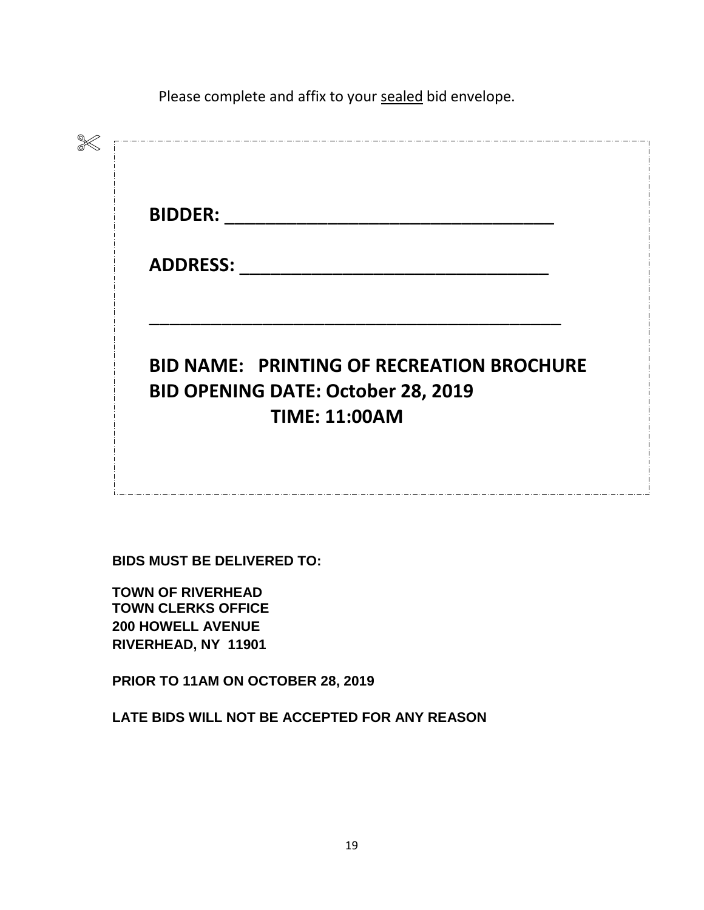Please complete and affix to your sealed bid envelope.

✂

**BIDDER: ___________________________________**

**ADDRESS: ________________________________**

**___________________________________________**

**BID NAME: PRINTING OF RECREATION BROCHURE**
**BID OPENING DATE: October 28, 2019**
**TIME: 11:00AM**

**BIDS MUST BE DELIVERED TO:**

**TOWN OF RIVERHEAD**
**TOWN CLERKS OFFICE**
**200 HOWELL AVENUE**
**RIVERHEAD, NY 11901**

**PRIOR TO 11AM ON OCTOBER 28, 2019**

**LATE BIDS WILL NOT BE ACCEPTED FOR ANY REASON**